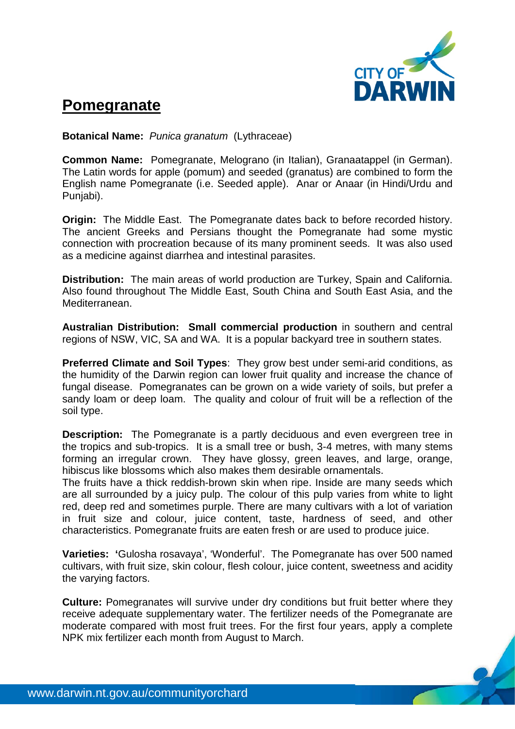# Pomegranate

**Botanical Name:** *Punica granatum* (Lythraceae)

**Common Name:** Pomegranate, Melograno (in Italian), Granaatappel (in German). The Latin words for apple (pomum) and seeded (granatus) are combined to form the English name Pomegranate (i.e. Seeded apple). Anar or Anaar (in Hindi/Urdu and Punjabi).

**Origin:** The Middle East. The Pomegranate dates back to before recorded history. The ancient Greeks and Persians thought the Pomegranate had some mystic connection with procreation because of its many prominent seeds. It was also used as a medicine against diarrhea and intestinal parasites.

**Distribution:** The main areas of world production are Turkey, Spain and California. Also found throughout The Middle East, South China and South East Asia, and the Mediterranean.

**Australian Distribution: Small commercial production** in southern and central regions of NSW, VIC, SA and WA. It is a popular backyard tree in southern states.

**Preferred Climate and Soil Types**: They grow best under semi-arid conditions, as the humidity of the Darwin region can lower fruit quality and increase the chance of fungal disease. Pomegranates can be grown on a wide variety of soils, but prefer a sandy loam or deep loam. The quality and colour of fruit will be a reflection of the soil type.

**Description:** The Pomegranate is a partly deciduous and even evergreen tree in the tropics and sub-tropics. It is a small tree or bush, 3-4 metres, with many stems forming an irregular crown. They have glossy, green leaves, and large, orange, hibiscus like blossoms which also makes them desirable ornamentals.
The fruits have a thick reddish-brown skin when ripe. Inside are many seeds which are all surrounded by a juicy pulp. The colour of this pulp varies from white to light red, deep red and sometimes purple. There are many cultivars with a lot of variation in fruit size and colour, juice content, taste, hardness of seed, and other characteristics. Pomegranate fruits are eaten fresh or are used to produce juice.

**Varieties:** 'Gulosha rosavaya', 'Wonderful'. The Pomegranate has over 500 named cultivars, with fruit size, skin colour, flesh colour, juice content, sweetness and acidity the varying factors.

**Culture:** Pomegranates will survive under dry conditions but fruit better where they receive adequate supplementary water. The fertilizer needs of the Pomegranate are moderate compared with most fruit trees. For the first four years, apply a complete NPK mix fertilizer each month from August to March.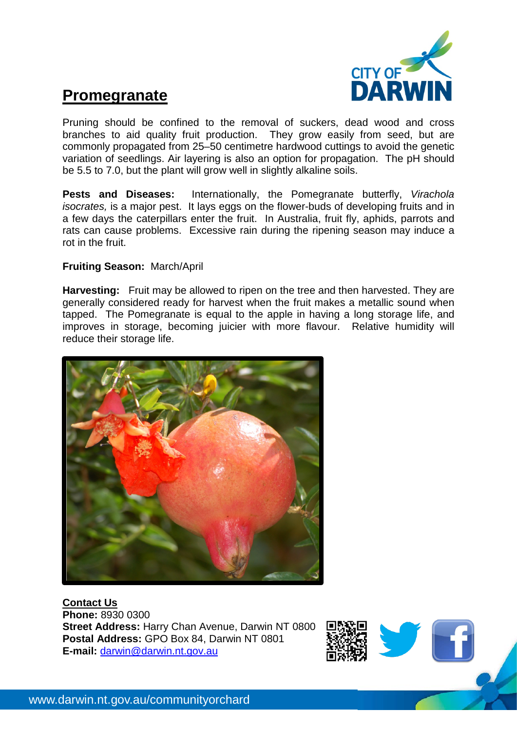## Promegranate

Pruning should be confined to the removal of suckers, dead wood and cross branches to aid quality fruit production. They grow easily from seed, but are commonly propagated from 25–50 centimetre hardwood cuttings to avoid the genetic variation of seedlings. Air layering is also an option for propagation. The pH should be 5.5 to 7.0, but the plant will grow well in slightly alkaline soils.

**Pests and Diseases:** Internationally, the Pomegranate butterfly, *Virachola isocrates,* is a major pest. It lays eggs on the flower-buds of developing fruits and in a few days the caterpillars enter the fruit. In Australia, fruit fly, aphids, parrots and rats can cause problems. Excessive rain during the ripening season may induce a rot in the fruit.

**Fruiting Season:** March/April

**Harvesting:** Fruit may be allowed to ripen on the tree and then harvested. They are generally considered ready for harvest when the fruit makes a metallic sound when tapped. The Pomegranate is equal to the apple in having a long storage life, and improves in storage, becoming juicier with more flavour. Relative humidity will reduce their storage life.

**Contact Us**
**Phone:** 8930 0300
**Street Address:** Harry Chan Avenue, Darwin NT 0800
**Postal Address:** GPO Box 84, Darwin NT 0801
**E-mail:** darwin@darwin.nt.gov.au

www.darwin.nt.gov.au/communityorchard